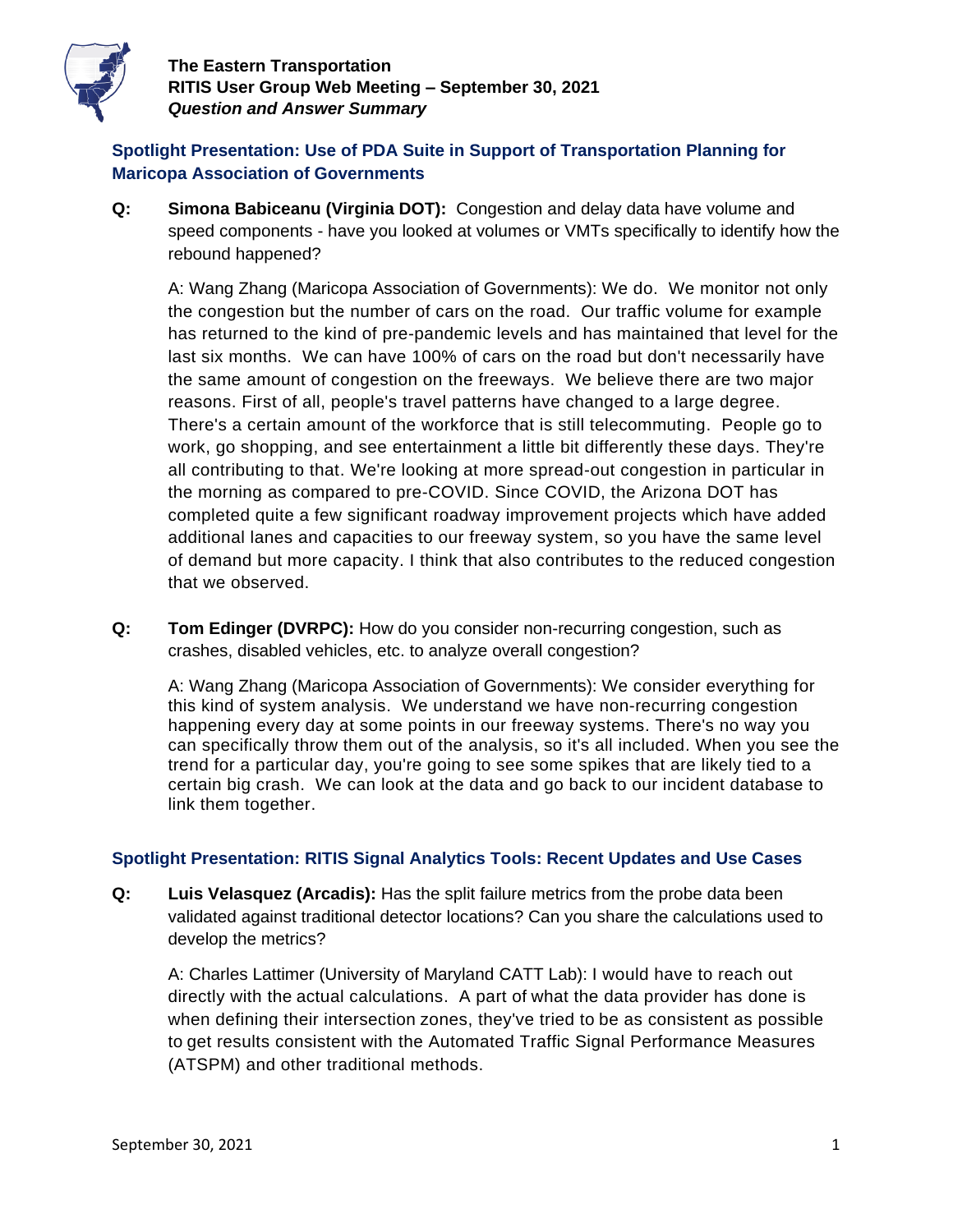**The Eastern Transportation**
**RITIS User Group Web Meeting – September 30, 2021**
***Question and Answer Summary***

## Spotlight Presentation: Use of PDA Suite in Support of Transportation Planning for Maricopa Association of Governments

**Q:** **Simona Babiceanu (Virginia DOT):** Congestion and delay data have volume and speed components - have you looked at volumes or VMTs specifically to identify how the rebound happened?

A: Wang Zhang (Maricopa Association of Governments): We do. We monitor not only the congestion but the number of cars on the road. Our traffic volume for example has returned to the kind of pre-pandemic levels and has maintained that level for the last six months. We can have 100% of cars on the road but don't necessarily have the same amount of congestion on the freeways. We believe there are two major reasons. First of all, people's travel patterns have changed to a large degree. There's a certain amount of the workforce that is still telecommuting. People go to work, go shopping, and see entertainment a little bit differently these days. They're all contributing to that. We're looking at more spread-out congestion in particular in the morning as compared to pre-COVID. Since COVID, the Arizona DOT has completed quite a few significant roadway improvement projects which have added additional lanes and capacities to our freeway system, so you have the same level of demand but more capacity. I think that also contributes to the reduced congestion that we observed.

**Q:** **Tom Edinger (DVRPC):** How do you consider non-recurring congestion, such as crashes, disabled vehicles, etc. to analyze overall congestion?

A: Wang Zhang (Maricopa Association of Governments): We consider everything for this kind of system analysis. We understand we have non-recurring congestion happening every day at some points in our freeway systems. There's no way you can specifically throw them out of the analysis, so it's all included. When you see the trend for a particular day, you're going to see some spikes that are likely tied to a certain big crash. We can look at the data and go back to our incident database to link them together.

## Spotlight Presentation: RITIS Signal Analytics Tools: Recent Updates and Use Cases

**Q:** **Luis Velasquez (Arcadis):** Has the split failure metrics from the probe data been validated against traditional detector locations? Can you share the calculations used to develop the metrics?

A: Charles Lattimer (University of Maryland CATT Lab): I would have to reach out directly with the actual calculations. A part of what the data provider has done is when defining their intersection zones, they've tried to be as consistent as possible to get results consistent with the Automated Traffic Signal Performance Measures (ATSPM) and other traditional methods.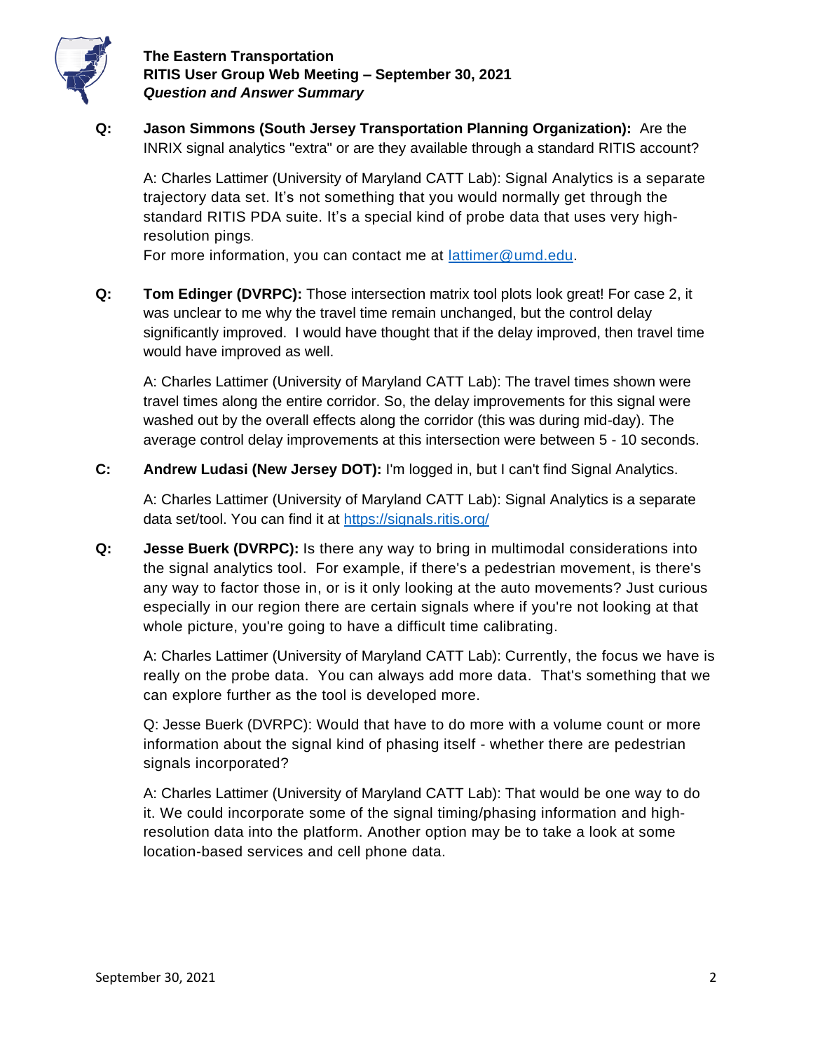**The Eastern Transportation**
**RITIS User Group Web Meeting – September 30, 2021**
***Question and Answer Summary***

**Q:** **Jason Simmons (South Jersey Transportation Planning Organization):** Are the INRIX signal analytics "extra" or are they available through a standard RITIS account?

A: Charles Lattimer (University of Maryland CATT Lab): Signal Analytics is a separate trajectory data set. It's not something that you would normally get through the standard RITIS PDA suite. It's a special kind of probe data that uses very high-resolution pings.
For more information, you can contact me at [lattimer@umd.edu](mailto:lattimer@umd.edu).

**Q:** **Tom Edinger (DVRPC):** Those intersection matrix tool plots look great! For case 2, it was unclear to me why the travel time remain unchanged, but the control delay significantly improved. I would have thought that if the delay improved, then travel time would have improved as well.

A: Charles Lattimer (University of Maryland CATT Lab): The travel times shown were travel times along the entire corridor. So, the delay improvements for this signal were washed out by the overall effects along the corridor (this was during mid-day). The average control delay improvements at this intersection were between 5 - 10 seconds.

**C:** **Andrew Ludasi (New Jersey DOT):** I'm logged in, but I can't find Signal Analytics.

A: Charles Lattimer (University of Maryland CATT Lab): Signal Analytics is a separate data set/tool. You can find it at [https://signals.ritis.org/](https://signals.ritis.org/)

**Q:** **Jesse Buerk (DVRPC):** Is there any way to bring in multimodal considerations into the signal analytics tool. For example, if there's a pedestrian movement, is there's any way to factor those in, or is it only looking at the auto movements? Just curious especially in our region there are certain signals where if you're not looking at that whole picture, you're going to have a difficult time calibrating.

A: Charles Lattimer (University of Maryland CATT Lab): Currently, the focus we have is really on the probe data. You can always add more data. That's something that we can explore further as the tool is developed more.

Q: Jesse Buerk (DVRPC): Would that have to do more with a volume count or more information about the signal kind of phasing itself - whether there are pedestrian signals incorporated?

A: Charles Lattimer (University of Maryland CATT Lab): That would be one way to do it. We could incorporate some of the signal timing/phasing information and high-resolution data into the platform. Another option may be to take a look at some location-based services and cell phone data.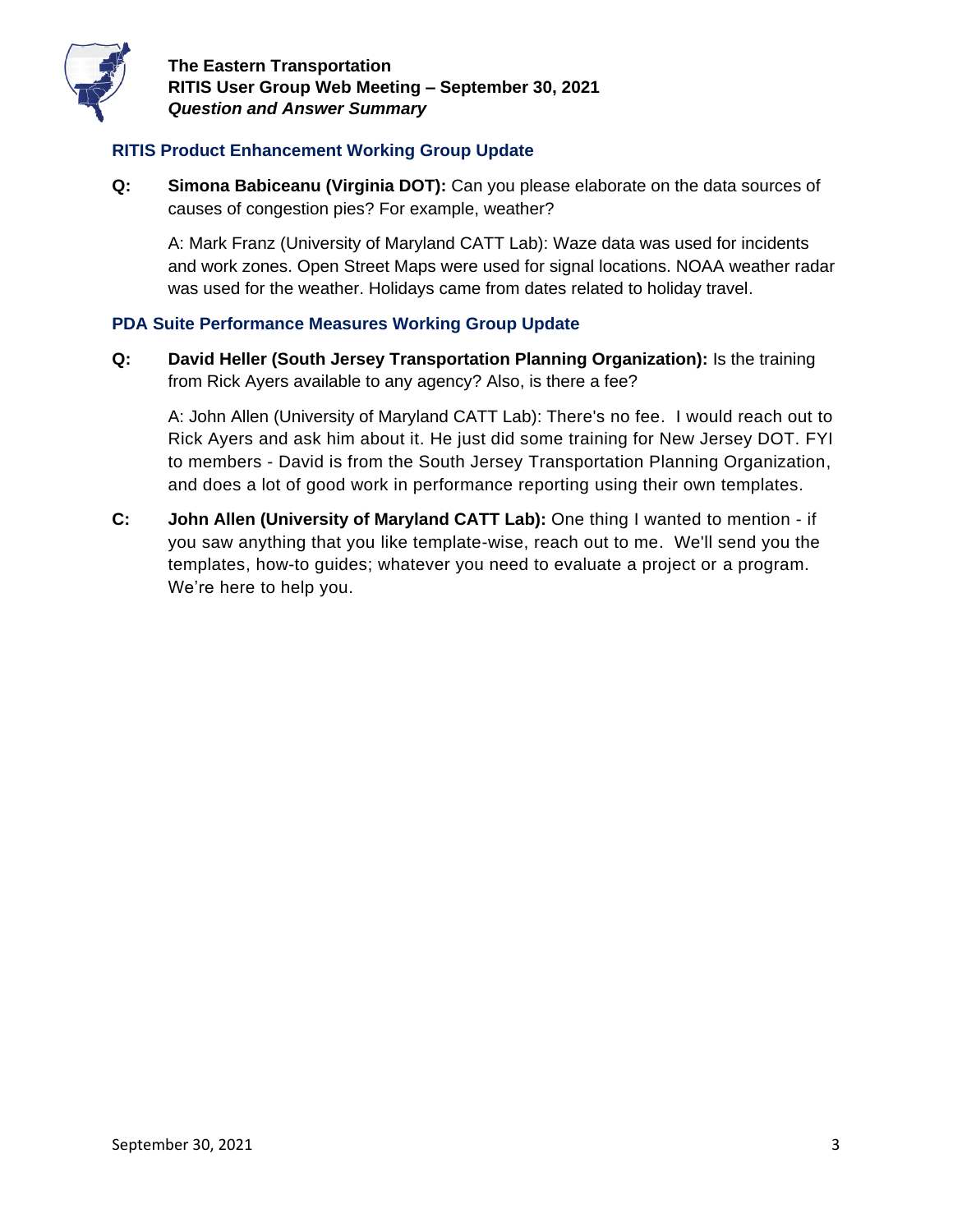## RITIS Product Enhancement Working Group Update

**Q:** **Simona Babiceanu (Virginia DOT):** Can you please elaborate on the data sources of causes of congestion pies? For example, weather?

A: Mark Franz (University of Maryland CATT Lab): Waze data was used for incidents and work zones. Open Street Maps were used for signal locations. NOAA weather radar was used for the weather. Holidays came from dates related to holiday travel.

## PDA Suite Performance Measures Working Group Update

**Q:** **David Heller (South Jersey Transportation Planning Organization):** Is the training from Rick Ayers available to any agency? Also, is there a fee?

A: John Allen (University of Maryland CATT Lab): There's no fee. I would reach out to Rick Ayers and ask him about it. He just did some training for New Jersey DOT. FYI to members - David is from the South Jersey Transportation Planning Organization, and does a lot of good work in performance reporting using their own templates.

**C:** **John Allen (University of Maryland CATT Lab):** One thing I wanted to mention - if you saw anything that you like template-wise, reach out to me. We'll send you the templates, how-to guides; whatever you need to evaluate a project or a program. We're here to help you.